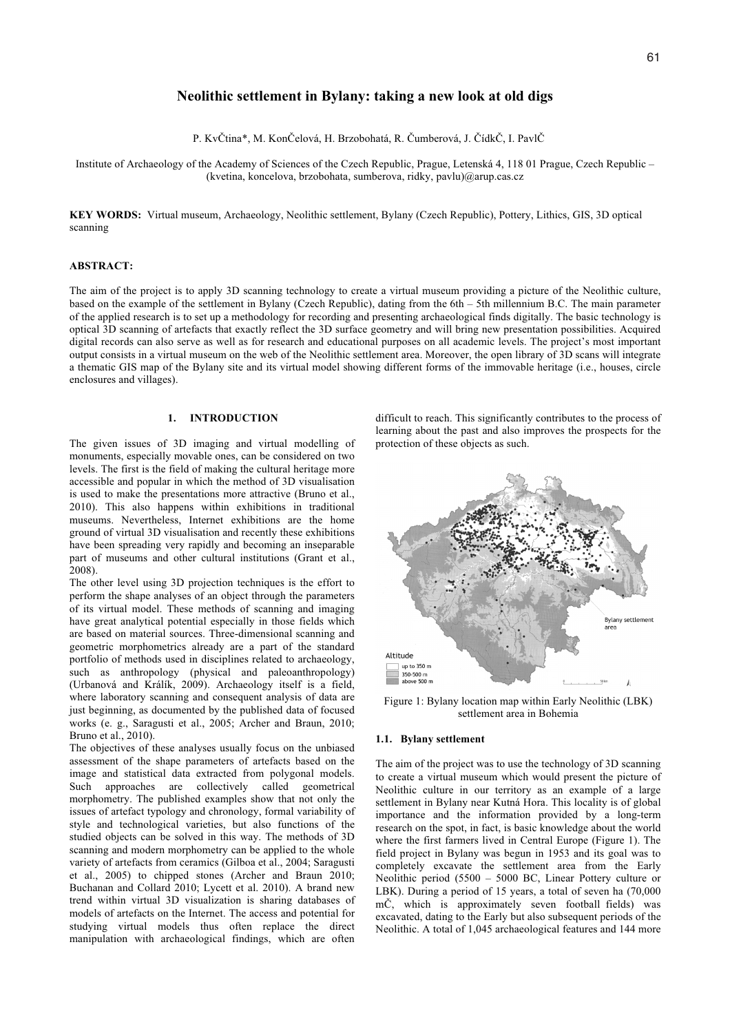# Neolithic settlement in Bylany: taking a new look at old digs

P. KvČtina*, M. KonČelová, H. Brzobohatá, R. Čumberová, J. ČídkČ, I. PavlČ

Institute of Archaeology of the Academy of Sciences of the Czech Republic, Prague, Letenská 4, 118 01 Prague, Czech Republic – (kvetina, koncelova, brzobohata, sumberova, ridky, pavlu)@arup.cas.cz

**KEY WORDS:** Virtual museum, Archaeology, Neolithic settlement, Bylany (Czech Republic), Pottery, Lithics, GIS, 3D optical scanning

**ABSTRACT:**

The aim of the project is to apply 3D scanning technology to create a virtual museum providing a picture of the Neolithic culture, based on the example of the settlement in Bylany (Czech Republic), dating from the 6th – 5th millennium B.C. The main parameter of the applied research is to set up a methodology for recording and presenting archaeological finds digitally. The basic technology is optical 3D scanning of artefacts that exactly reflect the 3D surface geometry and will bring new presentation possibilities. Acquired digital records can also serve as well as for research and educational purposes on all academic levels. The project's most important output consists in a virtual museum on the web of the Neolithic settlement area. Moreover, the open library of 3D scans will integrate a thematic GIS map of the Bylany site and its virtual model showing different forms of the immovable heritage (i.e., houses, circle enclosures and villages).

## 1. INTRODUCTION

The given issues of 3D imaging and virtual modelling of monuments, especially movable ones, can be considered on two levels. The first is the field of making the cultural heritage more accessible and popular in which the method of 3D visualisation is used to make the presentations more attractive (Bruno et al., 2010). This also happens within exhibitions in traditional museums. Nevertheless, Internet exhibitions are the home ground of virtual 3D visualisation and recently these exhibitions have been spreading very rapidly and becoming an inseparable part of museums and other cultural institutions (Grant et al., 2008).

The other level using 3D projection techniques is the effort to perform the shape analyses of an object through the parameters of its virtual model. These methods of scanning and imaging have great analytical potential especially in those fields which are based on material sources. Three-dimensional scanning and geometric morphometrics already are a part of the standard portfolio of methods used in disciplines related to archaeology, such as anthropology (physical and paleoanthropology) (Urbanová and Králík, 2009). Archaeology itself is a field, where laboratory scanning and consequent analysis of data are just beginning, as documented by the published data of focused works (e. g., Saragusti et al., 2005; Archer and Braun, 2010; Bruno et al., 2010).

The objectives of these analyses usually focus on the unbiased assessment of the shape parameters of artefacts based on the image and statistical data extracted from polygonal models. Such approaches are collectively called geometrical morphometry. The published examples show that not only the issues of artefact typology and chronology, formal variability of style and technological varieties, but also functions of the studied objects can be solved in this way. The methods of 3D scanning and modern morphometry can be applied to the whole variety of artefacts from ceramics (Gilboa et al., 2004; Saragusti et al., 2005) to chipped stones (Archer and Braun 2010; Buchanan and Collard 2010; Lycett et al. 2010). A brand new trend within virtual 3D visualization is sharing databases of models of artefacts on the Internet. The access and potential for studying virtual models thus often replace the direct manipulation with archaeological findings, which are often difficult to reach. This significantly contributes to the process of learning about the past and also improves the prospects for the protection of these objects as such.

Figure 1: Bylany location map within Early Neolithic (LBK) settlement area in Bohemia

### 1.1. Bylany settlement

The aim of the project was to use the technology of 3D scanning to create a virtual museum which would present the picture of Neolithic culture in our territory as an example of a large settlement in Bylany near Kutná Hora. This locality is of global importance and the information provided by a long-term research on the spot, in fact, is basic knowledge about the world where the first farmers lived in Central Europe (Figure 1). The field project in Bylany was begun in 1953 and its goal was to completely excavate the settlement area from the Early Neolithic period (5500 – 5000 BC, Linear Pottery culture or LBK). During a period of 15 years, a total of seven ha (70,000 mČ, which is approximately seven football fields) was excavated, dating to the Early but also subsequent periods of the Neolithic. A total of 1,045 archaeological features and 144 more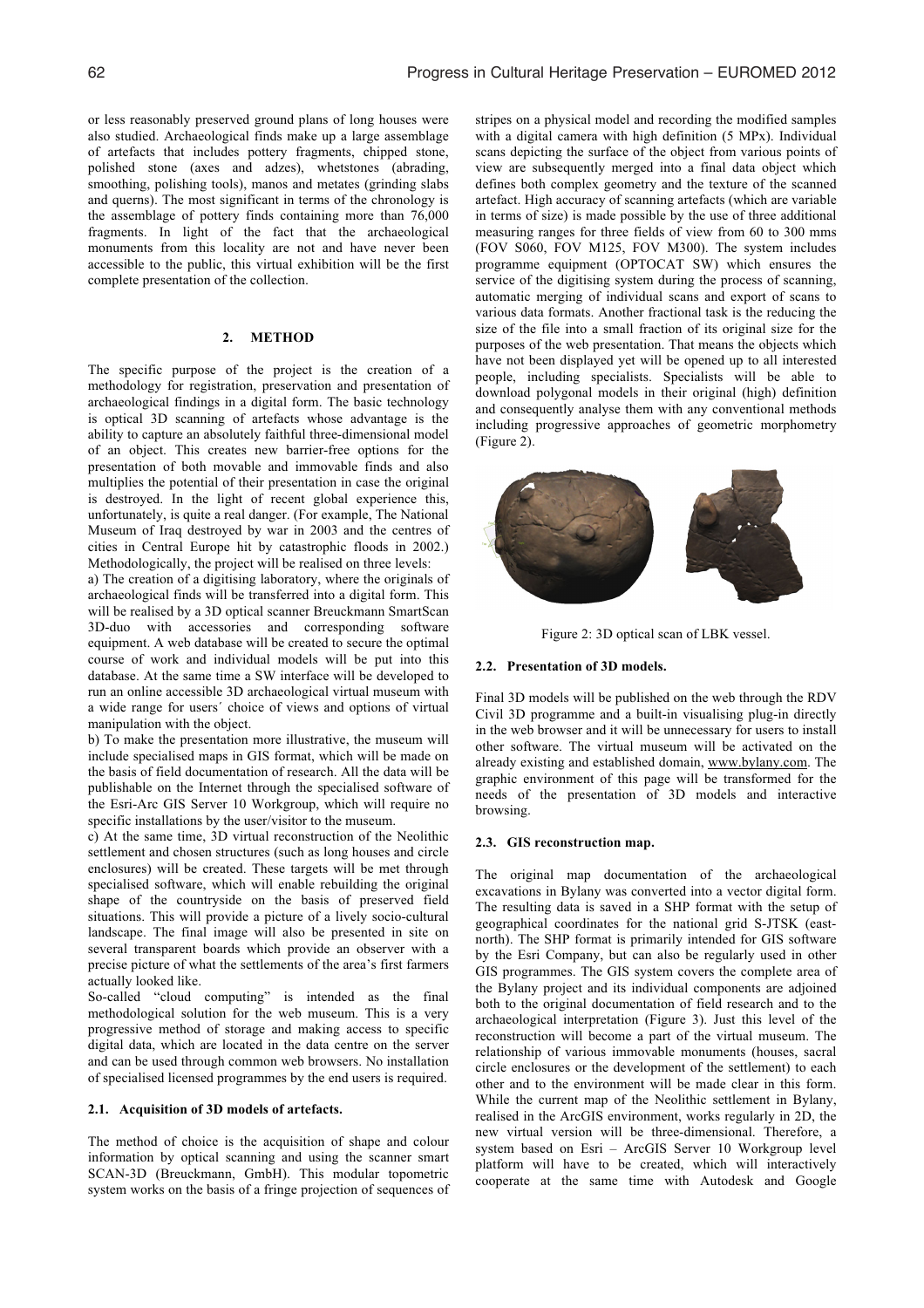or less reasonably preserved ground plans of long houses were also studied. Archaeological finds make up a large assemblage of artefacts that includes pottery fragments, chipped stone, polished stone (axes and adzes), whetstones (abrading, smoothing, polishing tools), manos and metates (grinding slabs and querns). The most significant in terms of the chronology is the assemblage of pottery finds containing more than 76,000 fragments. In light of the fact that the archaeological monuments from this locality are not and have never been accessible to the public, this virtual exhibition will be the first complete presentation of the collection.

## 2. METHOD

The specific purpose of the project is the creation of a methodology for registration, preservation and presentation of archaeological findings in a digital form. The basic technology is optical 3D scanning of artefacts whose advantage is the ability to capture an absolutely faithful three-dimensional model of an object. This creates new barrier-free options for the presentation of both movable and immovable finds and also multiplies the potential of their presentation in case the original is destroyed. In the light of recent global experience this, unfortunately, is quite a real danger. (For example, The National Museum of Iraq destroyed by war in 2003 and the centres of cities in Central Europe hit by catastrophic floods in 2002.) Methodologically, the project will be realised on three levels:

a) The creation of a digitising laboratory, where the originals of archaeological finds will be transferred into a digital form. This will be realised by a 3D optical scanner Breuckmann SmartScan 3D-duo with accessories and corresponding software equipment. A web database will be created to secure the optimal course of work and individual models will be put into this database. At the same time a SW interface will be developed to run an online accessible 3D archaeological virtual museum with a wide range for users´ choice of views and options of virtual manipulation with the object.

b) To make the presentation more illustrative, the museum will include specialised maps in GIS format, which will be made on the basis of field documentation of research. All the data will be publishable on the Internet through the specialised software of the Esri-Arc GIS Server 10 Workgroup, which will require no specific installations by the user/visitor to the museum.

c) At the same time, 3D virtual reconstruction of the Neolithic settlement and chosen structures (such as long houses and circle enclosures) will be created. These targets will be met through specialised software, which will enable rebuilding the original shape of the countryside on the basis of preserved field situations. This will provide a picture of a lively socio-cultural landscape. The final image will also be presented in site on several transparent boards which provide an observer with a precise picture of what the settlements of the area's first farmers actually looked like.

So-called "cloud computing" is intended as the final methodological solution for the web museum. This is a very progressive method of storage and making access to specific digital data, which are located in the data centre on the server and can be used through common web browsers. No installation of specialised licensed programmes by the end users is required.

### 2.1. Acquisition of 3D models of artefacts.

The method of choice is the acquisition of shape and colour information by optical scanning and using the scanner smart SCAN-3D (Breuckmann, GmbH). This modular topometric system works on the basis of a fringe projection of sequences of stripes on a physical model and recording the modified samples with a digital camera with high definition (5 MPx). Individual scans depicting the surface of the object from various points of view are subsequently merged into a final data object which defines both complex geometry and the texture of the scanned artefact. High accuracy of scanning artefacts (which are variable in terms of size) is made possible by the use of three additional measuring ranges for three fields of view from 60 to 300 mms (FOV S060, FOV M125, FOV M300). The system includes programme equipment (OPTOCAT SW) which ensures the service of the digitising system during the process of scanning, automatic merging of individual scans and export of scans to various data formats. Another fractional task is the reducing the size of the file into a small fraction of its original size for the purposes of the web presentation. That means the objects which have not been displayed yet will be opened up to all interested people, including specialists. Specialists will be able to download polygonal models in their original (high) definition and consequently analyse them with any conventional methods including progressive approaches of geometric morphometry (Figure 2).

Figure 2: 3D optical scan of LBK vessel.

### 2.2. Presentation of 3D models.

Final 3D models will be published on the web through the RDV Civil 3D programme and a built-in visualising plug-in directly in the web browser and it will be unnecessary for users to install other software. The virtual museum will be activated on the already existing and established domain, www.bylany.com. The graphic environment of this page will be transformed for the needs of the presentation of 3D models and interactive browsing.

### 2.3. GIS reconstruction map.

The original map documentation of the archaeological excavations in Bylany was converted into a vector digital form. The resulting data is saved in a SHP format with the setup of geographical coordinates for the national grid S-JTSK (east-north). The SHP format is primarily intended for GIS software by the Esri Company, but can also be regularly used in other GIS programmes. The GIS system covers the complete area of the Bylany project and its individual components are adjoined both to the original documentation of field research and to the archaeological interpretation (Figure 3). Just this level of the reconstruction will become a part of the virtual museum. The relationship of various immovable monuments (houses, sacral circle enclosures or the development of the settlement) to each other and to the environment will be made clear in this form. While the current map of the Neolithic settlement in Bylany, realised in the ArcGIS environment, works regularly in 2D, the new virtual version will be three-dimensional. Therefore, a system based on Esri – ArcGIS Server 10 Workgroup level platform will have to be created, which will interactively cooperate at the same time with Autodesk and Google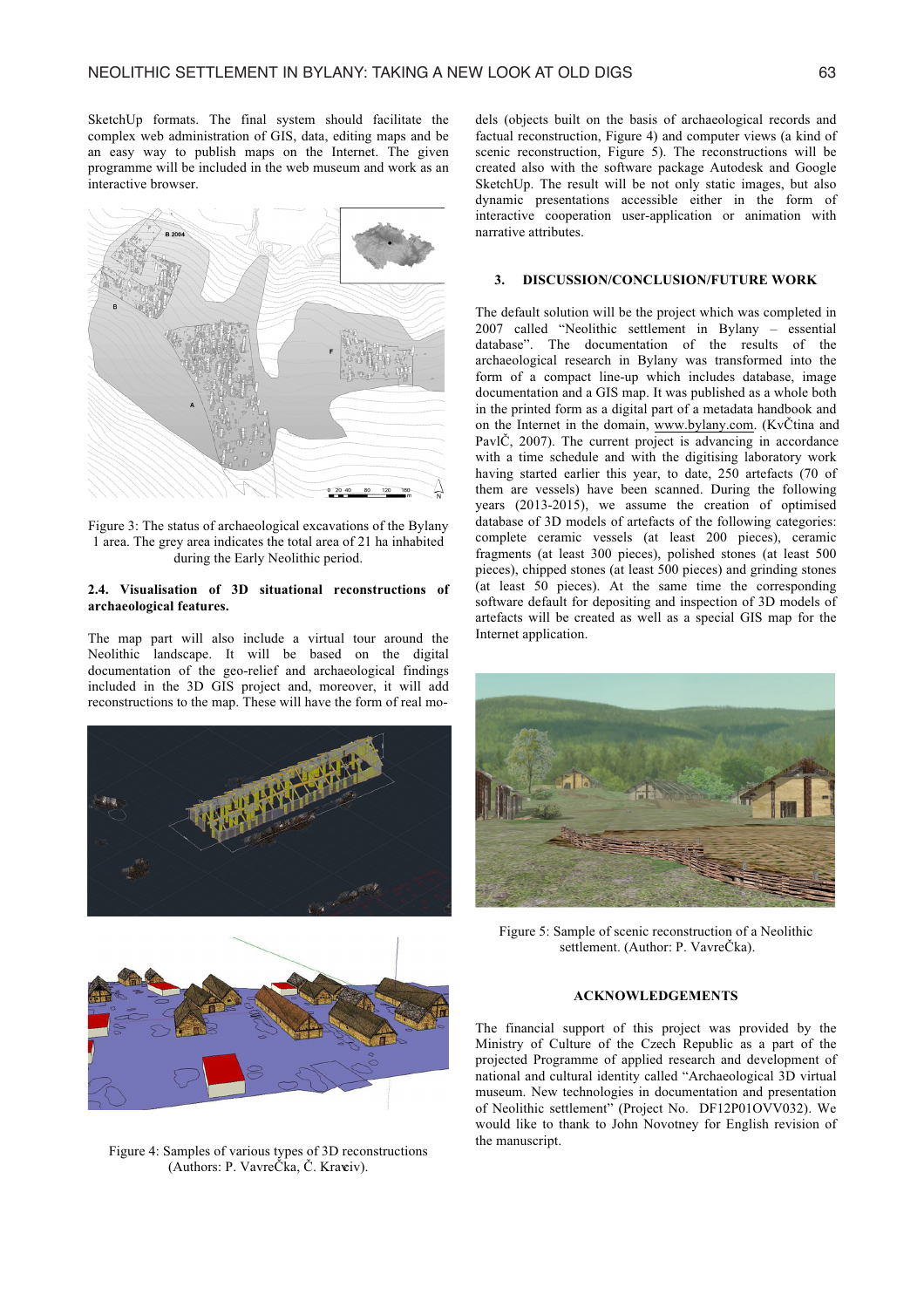SketchUp formats. The final system should facilitate the complex web administration of GIS, data, editing maps and be an easy way to publish maps on the Internet. The given programme will be included in the web museum and work as an interactive browser.

Figure 3: The status of archaeological excavations of the Bylany 1 area. The grey area indicates the total area of 21 ha inhabited during the Early Neolithic period.

### 2.4. Visualisation of 3D situational reconstructions of archaeological features.

The map part will also include a virtual tour around the Neolithic landscape. It will be based on the digital documentation of the geo-relief and archaeological findings included in the 3D GIS project and, moreover, it will add reconstructions to the map. These will have the form of real models (objects built on the basis of archaeological records and factual reconstruction, Figure 4) and computer views (a kind of scenic reconstruction, Figure 5). The reconstructions will be created also with the software package Autodesk and Google SketchUp. The result will be not only static images, but also dynamic presentations accessible either in the form of interactive cooperation user-application or animation with narrative attributes.

Figure 4: Samples of various types of 3D reconstructions (Authors: P. VavreČka, Č. Kraciv).

## 3. DISCUSSION/CONCLUSION/FUTURE WORK

The default solution will be the project which was completed in 2007 called "Neolithic settlement in Bylany – essential database". The documentation of the results of the archaeological research in Bylany was transformed into the form of a compact line-up which includes database, image documentation and a GIS map. It was published as a whole both in the printed form as a digital part of a metadata handbook and on the Internet in the domain, www.bylany.com. (KvČtina and PavlČ, 2007). The current project is advancing in accordance with a time schedule and with the digitising laboratory work having started earlier this year, to date, 250 artefacts (70 of them are vessels) have been scanned. During the following years (2013-2015), we assume the creation of optimised database of 3D models of artefacts of the following categories: complete ceramic vessels (at least 200 pieces), ceramic fragments (at least 300 pieces), polished stones (at least 500 pieces), chipped stones (at least 500 pieces) and grinding stones (at least 50 pieces). At the same time the corresponding software default for depositing and inspection of 3D models of artefacts will be created as well as a special GIS map for the Internet application.

Figure 5: Sample of scenic reconstruction of a Neolithic settlement. (Author: P. VavreČka).

## ACKNOWLEDGEMENTS

The financial support of this project was provided by the Ministry of Culture of the Czech Republic as a part of the projected Programme of applied research and development of national and cultural identity called "Archaeological 3D virtual museum. New technologies in documentation and presentation of Neolithic settlement" (Project No. DF12P01OVV032). We would like to thank to John Novotney for English revision of the manuscript.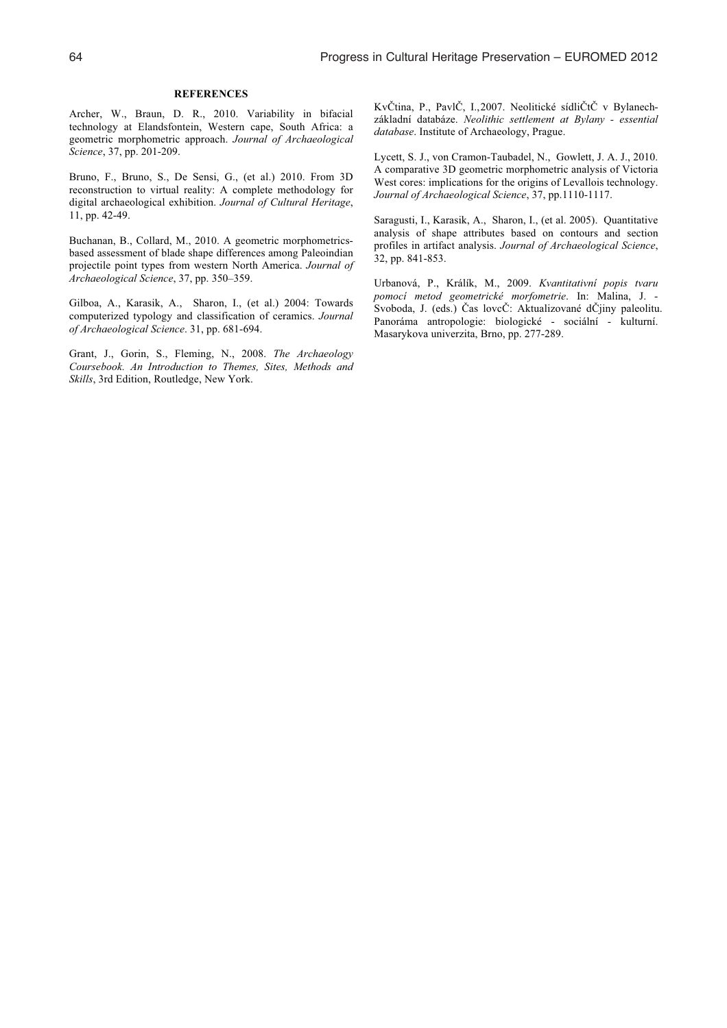### REFERENCES

Archer, W., Braun, D. R., 2010. Variability in bifacial technology at Elandsfontein, Western cape, South Africa: a geometric morphometric approach. *Journal of Archaeological Science*, 37, pp. 201-209.

Bruno, F., Bruno, S., De Sensi, G., (et al.) 2010. From 3D reconstruction to virtual reality: A complete methodology for digital archaeological exhibition. *Journal of Cultural Heritage*, 11, pp. 42-49.

Buchanan, B., Collard, M., 2010. A geometric morphometrics-based assessment of blade shape differences among Paleoindian projectile point types from western North America. *Journal of Archaeological Science*, 37, pp. 350–359.

Gilboa, A., Karasik, A., Sharon, I., (et al.) 2004: Towards computerized typology and classification of ceramics. *Journal of Archaeological Science*. 31, pp. 681-694.

Grant, J., Gorin, S., Fleming, N., 2008. *The Archaeology Coursebook. An Introduction to Themes, Sites, Methods and Skills*, 3rd Edition, Routledge, New York.

KvČtina, P., PavlČ, I.,2007. Neolitické sídliČtČ v Bylanech-základní databáze. *Neolithic settlement at Bylany - essential database*. Institute of Archaeology, Prague.

Lycett, S. J., von Cramon-Taubadel, N., Gowlett, J. A. J., 2010. A comparative 3D geometric morphometric analysis of Victoria West cores: implications for the origins of Levallois technology. *Journal of Archaeological Science*, 37, pp.1110-1117.

Saragusti, I., Karasik, A., Sharon, I., (et al. 2005). Quantitative analysis of shape attributes based on contours and section profiles in artifact analysis. *Journal of Archaeological Science*, 32, pp. 841-853.

Urbanová, P., Králík, M., 2009. *Kvantitativní popis tvaru pomocí metod geometrické morfometrie*. In: Malina, J. - Svoboda, J. (eds.) Čas lovcČ: Aktualizované dČjiny paleolitu. Panoráma antropologie: biologické - sociální - kulturní. Masarykova univerzita, Brno, pp. 277-289.